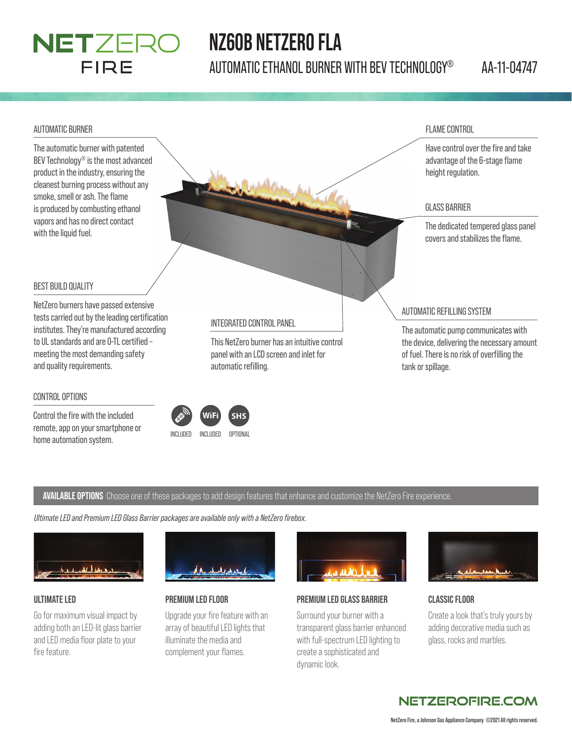# NETZERO FIRE

# NZ60B NETZERO FLA

AUTOMATIC ETHANOL BURNER WITH BEV TECHNOLOGY® AA-11-04747

## AUTOMATIC BURNER

The automatic burner with patented BEV Technology® is the most advanced product in the industry, ensuring the cleanest burning process without any smoke, smell or ash. The flame is produced by combusting ethanol vapors and has no direct contact with the liquid fuel.

## BEST BUILD QUALITY

NetZero burners have passed extensive tests carried out by the leading certification institutes. They're manufactured according to UL standards and are O-TL certified – meeting the most demanding safety and quality requirements.

## CONTROL OPTIONS

Control the fire with the included remote, app on your smartphone or home automation system.

INCLUDED | WiFi INCLUDED | SHS OPTIONAL

## INTEGRATED CONTROL PANEL

This NetZero burner has an intuitive control panel with an LCD screen and inlet for automatic refilling.

## FLAME CONTROL

Have control over the fire and take advantage of the 6-stage flame height regulation.

## GLASS BARRIER

The dedicated tempered glass panel covers and stabilizes the flame.

## AUTOMATIC REFILLING SYSTEM

The automatic pump communicates with the device, delivering the necessary amount of fuel. There is no risk of overfilling the tank or spillage.

## AVAILABLE OPTIONS

Choose one of these packages to add design features that enhance and customize the NetZero Fire experience.

*Ultimate LED and Premium LED Glass Barrier packages are available only with a NetZero firebox.*

### ULTIMATE LED

Go for maximum visual impact by adding both an LED-lit glass barrier and LED media floor plate to your fire feature.

### PREMIUM LED FLOOR

Upgrade your fire feature with an array of beautiful LED lights that illuminate the media and complement your flames.

### PREMIUM LED GLASS BARRIER

Surround your burner with a transparent glass barrier enhanced with full-spectrum LED lighting to create a sophisticated and dynamic look.

### CLASSIC FLOOR

Create a look that's truly yours by adding decorative media such as glass, rocks and marbles.

NETZEROFIRE.COM

NetZero Fire, a Johnson Gas Appliance Company ©2021 All rights reserved.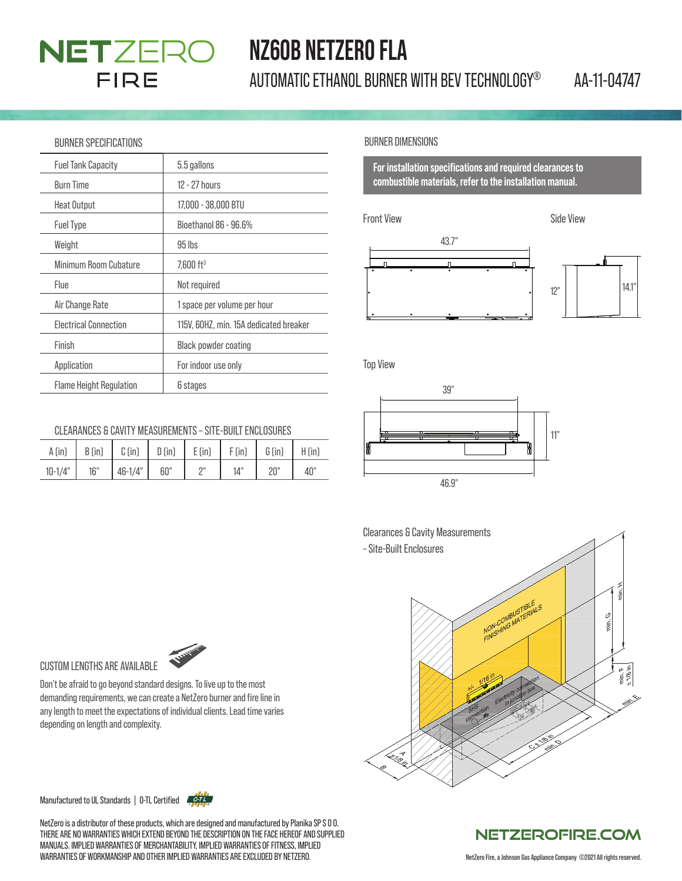# NZ60B NETZERO FLA

## AUTOMATIC ETHANOL BURNER WITH BEV TECHNOLOGY®

AA-11-04747

### BURNER SPECIFICATIONS

| | |
|---|---|
| Fuel Tank Capacity | 5.5 gallons |
| Burn Time | 12 - 27 hours |
| Heat Output | 17,000 - 38,000 BTU |
| Fuel Type | Bioethanol 86 - 96.6% |
| Weight | 95 lbs |
| Minimum Room Cubature | 7,600 ft³ |
| Flue | Not required |
| Air Change Rate | 1 space per volume per hour |
| Electrical Connection | 115V, 60HZ, min. 15A dedicated breaker |
| Finish | Black powder coating |
| Application | For indoor use only |
| Flame Height Regulation | 6 stages |

### CLEARANCES & CAVITY MEASUREMENTS – SITE-BUILT ENCLOSURES

| A (in) | B (in) | C (in) | D (in) | E (in) | F (in) | G (in) | H (in) |
|---|---|---|---|---|---|---|---|
| 10-1/4" | 16" | 46-1/4" | 60" | 2" | 14" | 20" | 40" |

### BURNER DIMENSIONS

**For installation specifications and required clearances to combustible materials, refer to the installation manual.**

Front View

43.7"

Side View

12"

14.1"

Top View

39"

11"

46.9"

Clearances & Cavity Measurements – Site-Built Enclosures

NON-COMBUSTIBLE FINISHING MATERIALS

+/- 1/16 in

SHS connection

Electricity connection in junction box

A ± 1/8 in

B

C ± 1/8 in

min. D

min. E

min. F ± 1/8 in

min. G

min. H

### CUSTOM LENGTHS ARE AVAILABLE

Don't be afraid to go beyond standard designs. To live up to the most demanding requirements, we can create a NetZero burner and fire line in any length to meet the expectations of individual clients. Lead time varies depending on length and complexity.

Manufactured to UL Standards | O-TL Certified

NetZero is a distributor of these products, which are designed and manufactured by Planika SP S O O. THERE ARE NO WARRANTIES WHICH EXTEND BEYOND THE DESCRIPTION ON THE FACE HEREOF AND SUPPLIED MANUALS. IMPLIED WARRANTIES OF MERCHANTABILITY, IMPLIED WARRANTIES OF FITNESS, IMPLIED WARRANTIES OF WORKMANSHIP AND OTHER IMPLIED WARRANTIES ARE EXCLUDED BY NETZERO.

NETZEROFIRE.COM

NetZero Fire, a Johnson Gas Appliance Company ©2021 All rights reserved.